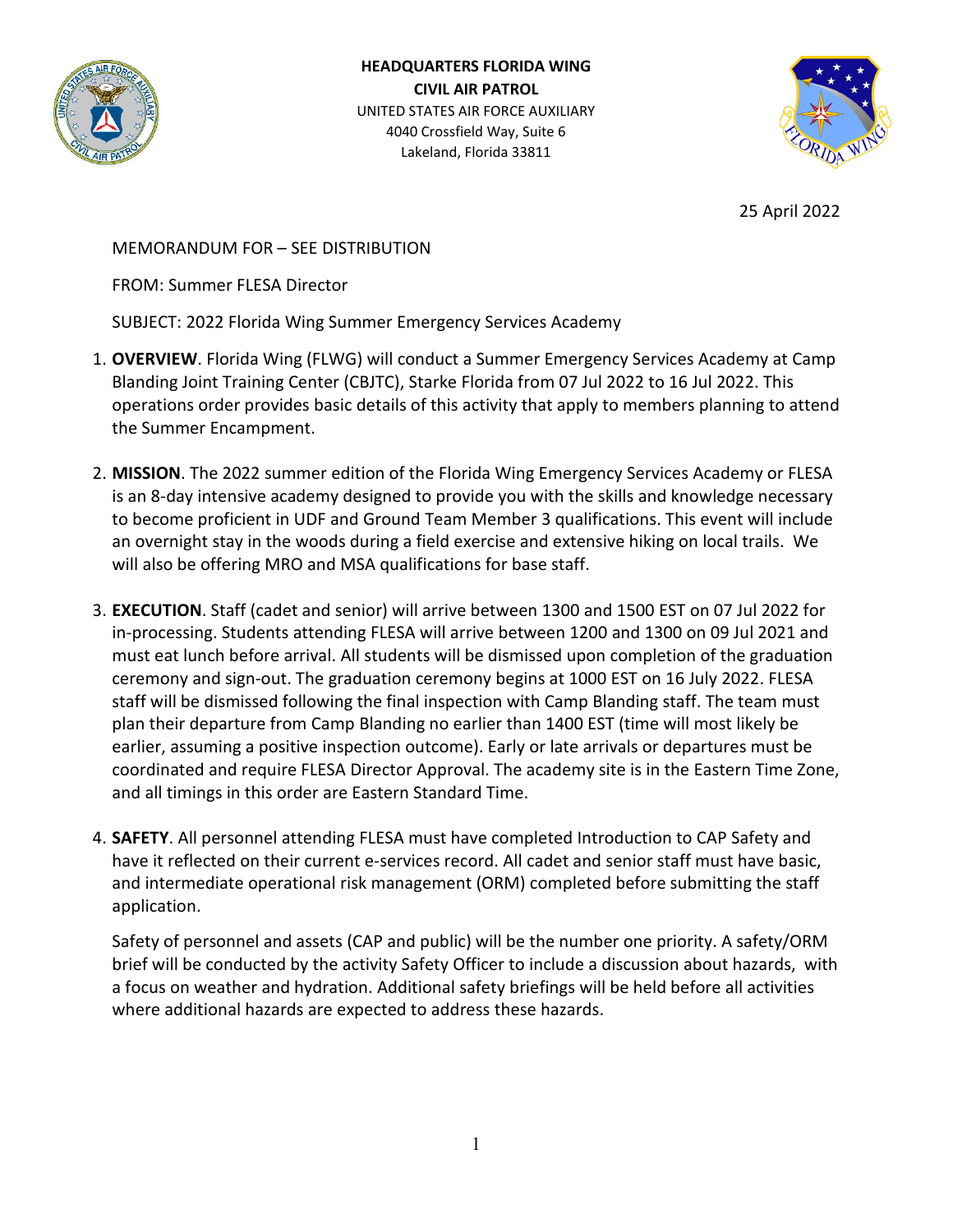**HEADQUARTERS FLORIDA WING**
**CIVIL AIR PATROL**
UNITED STATES AIR FORCE AUXILIARY
4040 Crossfield Way, Suite 6
Lakeland, Florida 33811

25 April 2022

MEMORANDUM FOR – SEE DISTRIBUTION

FROM: Summer FLESA Director

SUBJECT: 2022 Florida Wing Summer Emergency Services Academy

1. **OVERVIEW**. Florida Wing (FLWG) will conduct a Summer Emergency Services Academy at Camp Blanding Joint Training Center (CBJTC), Starke Florida from 07 Jul 2022 to 16 Jul 2022. This operations order provides basic details of this activity that apply to members planning to attend the Summer Encampment.

2. **MISSION**. The 2022 summer edition of the Florida Wing Emergency Services Academy or FLESA is an 8-day intensive academy designed to provide you with the skills and knowledge necessary to become proficient in UDF and Ground Team Member 3 qualifications. This event will include an overnight stay in the woods during a field exercise and extensive hiking on local trails. We will also be offering MRO and MSA qualifications for base staff.

3. **EXECUTION**. Staff (cadet and senior) will arrive between 1300 and 1500 EST on 07 Jul 2022 for in-processing. Students attending FLESA will arrive between 1200 and 1300 on 09 Jul 2021 and must eat lunch before arrival. All students will be dismissed upon completion of the graduation ceremony and sign-out. The graduation ceremony begins at 1000 EST on 16 July 2022. FLESA staff will be dismissed following the final inspection with Camp Blanding staff. The team must plan their departure from Camp Blanding no earlier than 1400 EST (time will most likely be earlier, assuming a positive inspection outcome). Early or late arrivals or departures must be coordinated and require FLESA Director Approval. The academy site is in the Eastern Time Zone, and all timings in this order are Eastern Standard Time.

4. **SAFETY**. All personnel attending FLESA must have completed Introduction to CAP Safety and have it reflected on their current e-services record. All cadet and senior staff must have basic, and intermediate operational risk management (ORM) completed before submitting the staff application.

   Safety of personnel and assets (CAP and public) will be the number one priority. A safety/ORM brief will be conducted by the activity Safety Officer to include a discussion about hazards, with a focus on weather and hydration. Additional safety briefings will be held before all activities where additional hazards are expected to address these hazards.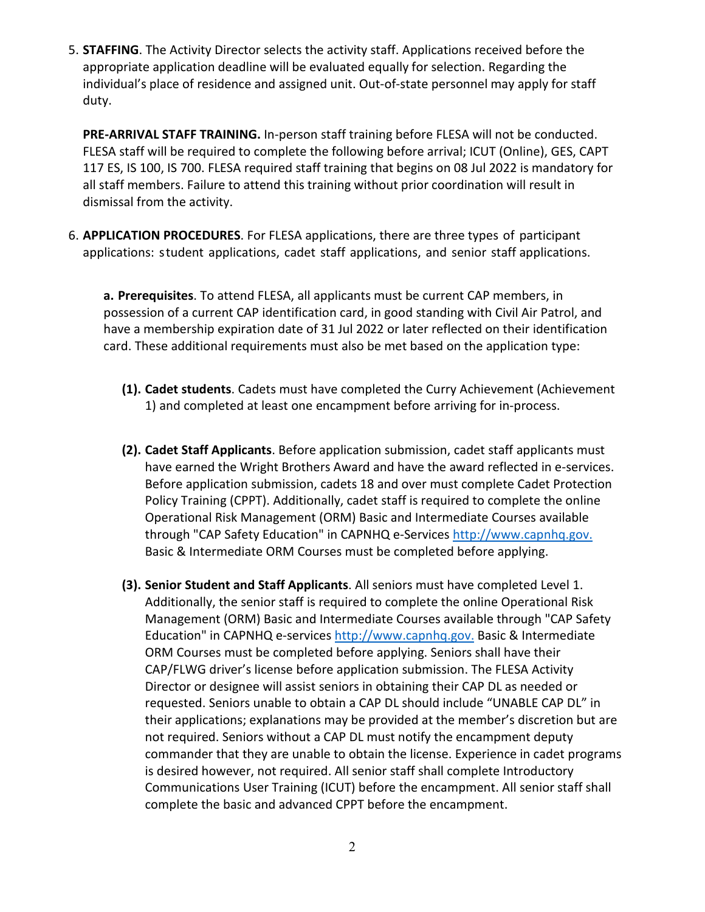5. **STAFFING**. The Activity Director selects the activity staff. Applications received before the appropriate application deadline will be evaluated equally for selection. Regarding the individual's place of residence and assigned unit. Out-of-state personnel may apply for staff duty.

   **PRE-ARRIVAL STAFF TRAINING.** In-person staff training before FLESA will not be conducted. FLESA staff will be required to complete the following before arrival; ICUT (Online), GES, CAPT 117 ES, IS 100, IS 700. FLESA required staff training that begins on 08 Jul 2022 is mandatory for all staff members. Failure to attend this training without prior coordination will result in dismissal from the activity.

6. **APPLICATION PROCEDURES**. For FLESA applications, there are three types of participant applications: student applications, cadet staff applications, and senior staff applications.

   **a. Prerequisites**. To attend FLESA, all applicants must be current CAP members, in possession of a current CAP identification card, in good standing with Civil Air Patrol, and have a membership expiration date of 31 Jul 2022 or later reflected on their identification card. These additional requirements must also be met based on the application type:

   **(1). Cadet students**. Cadets must have completed the Curry Achievement (Achievement 1) and completed at least one encampment before arriving for in-process.

   **(2). Cadet Staff Applicants**. Before application submission, cadet staff applicants must have earned the Wright Brothers Award and have the award reflected in e-services. Before application submission, cadets 18 and over must complete Cadet Protection Policy Training (CPPT). Additionally, cadet staff is required to complete the online Operational Risk Management (ORM) Basic and Intermediate Courses available through "CAP Safety Education" in CAPNHQ e-Services [http://www.capnhq.gov.](http://www.capnhq.gov.) Basic & Intermediate ORM Courses must be completed before applying.

   **(3). Senior Student and Staff Applicants**. All seniors must have completed Level 1. Additionally, the senior staff is required to complete the online Operational Risk Management (ORM) Basic and Intermediate Courses available through "CAP Safety Education" in CAPNHQ e-services [http://www.capnhq.gov.](http://www.capnhq.gov.) Basic & Intermediate ORM Courses must be completed before applying. Seniors shall have their CAP/FLWG driver's license before application submission. The FLESA Activity Director or designee will assist seniors in obtaining their CAP DL as needed or requested. Seniors unable to obtain a CAP DL should include "UNABLE CAP DL" in their applications; explanations may be provided at the member's discretion but are not required. Seniors without a CAP DL must notify the encampment deputy commander that they are unable to obtain the license. Experience in cadet programs is desired however, not required. All senior staff shall complete Introductory Communications User Training (ICUT) before the encampment. All senior staff shall complete the basic and advanced CPPT before the encampment.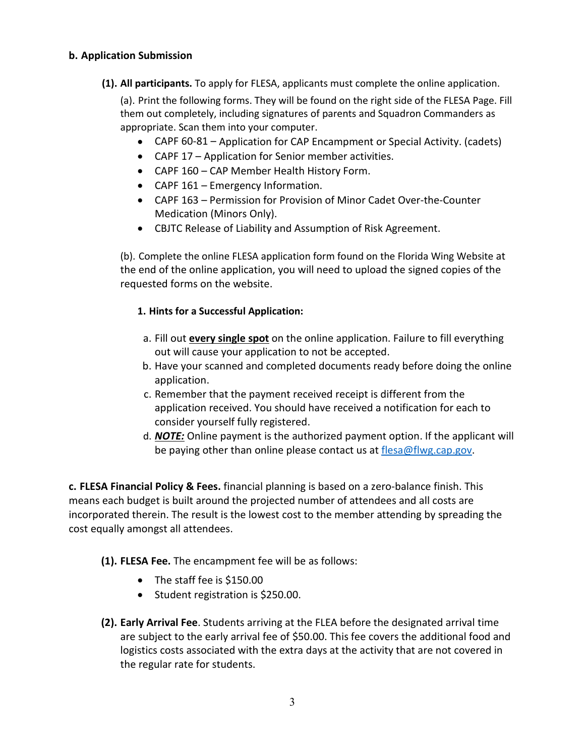**b. Application Submission**

**(1). All participants.** To apply for FLESA, applicants must complete the online application.

(a). Print the following forms. They will be found on the right side of the FLESA Page. Fill them out completely, including signatures of parents and Squadron Commanders as appropriate. Scan them into your computer.

- CAPF 60-81 – Application for CAP Encampment or Special Activity. (cadets)
- CAPF 17 – Application for Senior member activities.
- CAPF 160 – CAP Member Health History Form.
- CAPF 161 – Emergency Information.
- CAPF 163 – Permission for Provision of Minor Cadet Over-the-Counter Medication (Minors Only).
- CBJTC Release of Liability and Assumption of Risk Agreement.

(b). Complete the online FLESA application form found on the Florida Wing Website at the end of the online application, you will need to upload the signed copies of the requested forms on the website.

**1. Hints for a Successful Application:**

a. Fill out <u>**every single spot**</u> on the online application. Failure to fill everything out will cause your application to not be accepted.

b. Have your scanned and completed documents ready before doing the online application.

c. Remember that the payment received receipt is different from the application received. You should have received a notification for each to consider yourself fully registered.

d. <u>***NOTE:***</u> Online payment is the authorized payment option. If the applicant will be paying other than online please contact us at flesa@flwg.cap.gov.

**c. FLESA Financial Policy & Fees.** financial planning is based on a zero-balance finish. This means each budget is built around the projected number of attendees and all costs are incorporated therein. The result is the lowest cost to the member attending by spreading the cost equally amongst all attendees.

**(1). FLESA Fee.** The encampment fee will be as follows:

- The staff fee is $150.00
- Student registration is $250.00.

**(2). Early Arrival Fee**. Students arriving at the FLEA before the designated arrival time are subject to the early arrival fee of $50.00. This fee covers the additional food and logistics costs associated with the extra days at the activity that are not covered in the regular rate for students.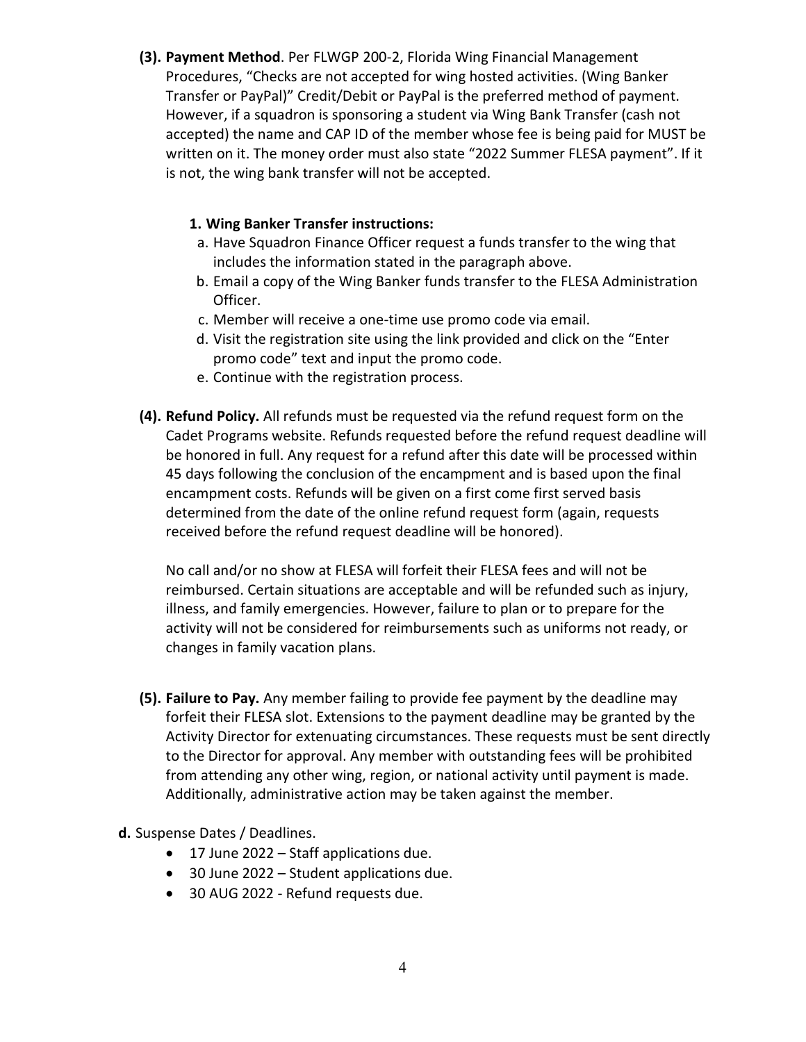**(3). Payment Method**. Per FLWGP 200-2, Florida Wing Financial Management Procedures, "Checks are not accepted for wing hosted activities. (Wing Banker Transfer or PayPal)" Credit/Debit or PayPal is the preferred method of payment. However, if a squadron is sponsoring a student via Wing Bank Transfer (cash not accepted) the name and CAP ID of the member whose fee is being paid for MUST be written on it. The money order must also state "2022 Summer FLESA payment". If it is not, the wing bank transfer will not be accepted.

**1. Wing Banker Transfer instructions:**

a. Have Squadron Finance Officer request a funds transfer to the wing that includes the information stated in the paragraph above.
b. Email a copy of the Wing Banker funds transfer to the FLESA Administration Officer.
c. Member will receive a one-time use promo code via email.
d. Visit the registration site using the link provided and click on the "Enter promo code" text and input the promo code.
e. Continue with the registration process.

**(4). Refund Policy.** All refunds must be requested via the refund request form on the Cadet Programs website. Refunds requested before the refund request deadline will be honored in full. Any request for a refund after this date will be processed within 45 days following the conclusion of the encampment and is based upon the final encampment costs. Refunds will be given on a first come first served basis determined from the date of the online refund request form (again, requests received before the refund request deadline will be honored).

No call and/or no show at FLESA will forfeit their FLESA fees and will not be reimbursed. Certain situations are acceptable and will be refunded such as injury, illness, and family emergencies. However, failure to plan or to prepare for the activity will not be considered for reimbursements such as uniforms not ready, or changes in family vacation plans.

**(5). Failure to Pay.** Any member failing to provide fee payment by the deadline may forfeit their FLESA slot. Extensions to the payment deadline may be granted by the Activity Director for extenuating circumstances. These requests must be sent directly to the Director for approval. Any member with outstanding fees will be prohibited from attending any other wing, region, or national activity until payment is made. Additionally, administrative action may be taken against the member.

**d.** Suspense Dates / Deadlines.

- 17 June 2022 – Staff applications due.
- 30 June 2022 – Student applications due.
- 30 AUG 2022 - Refund requests due.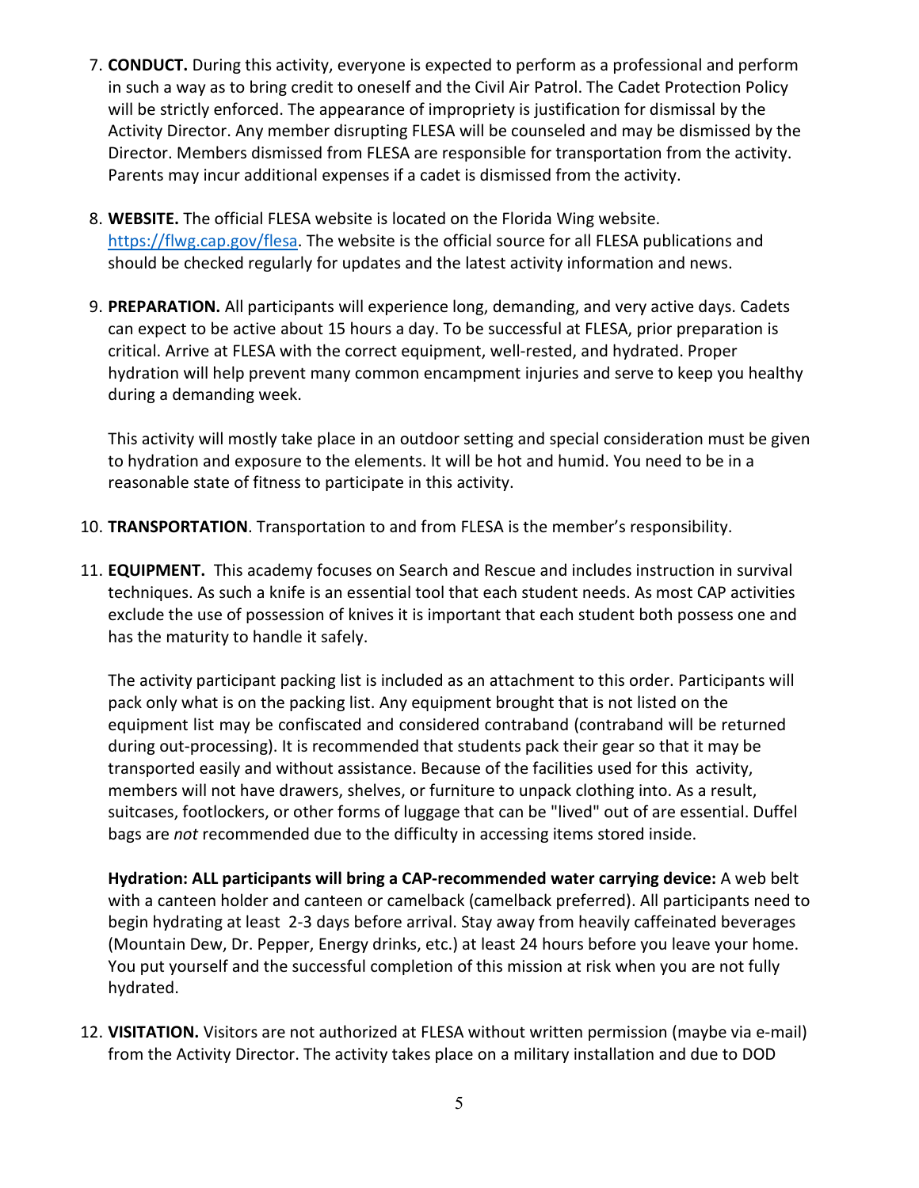7. **CONDUCT.** During this activity, everyone is expected to perform as a professional and perform in such a way as to bring credit to oneself and the Civil Air Patrol. The Cadet Protection Policy will be strictly enforced. The appearance of impropriety is justification for dismissal by the Activity Director. Any member disrupting FLESA will be counseled and may be dismissed by the Director. Members dismissed from FLESA are responsible for transportation from the activity. Parents may incur additional expenses if a cadet is dismissed from the activity.

8. **WEBSITE.** The official FLESA website is located on the Florida Wing website. https://flwg.cap.gov/flesa. The website is the official source for all FLESA publications and should be checked regularly for updates and the latest activity information and news.

9. **PREPARATION.** All participants will experience long, demanding, and very active days. Cadets can expect to be active about 15 hours a day. To be successful at FLESA, prior preparation is critical. Arrive at FLESA with the correct equipment, well-rested, and hydrated. Proper hydration will help prevent many common encampment injuries and serve to keep you healthy during a demanding week.

   This activity will mostly take place in an outdoor setting and special consideration must be given to hydration and exposure to the elements. It will be hot and humid. You need to be in a reasonable state of fitness to participate in this activity.

10. **TRANSPORTATION**. Transportation to and from FLESA is the member's responsibility.

11. **EQUIPMENT.** This academy focuses on Search and Rescue and includes instruction in survival techniques. As such a knife is an essential tool that each student needs. As most CAP activities exclude the use of possession of knives it is important that each student both possess one and has the maturity to handle it safely.

    The activity participant packing list is included as an attachment to this order. Participants will pack only what is on the packing list. Any equipment brought that is not listed on the equipment list may be confiscated and considered contraband (contraband will be returned during out-processing). It is recommended that students pack their gear so that it may be transported easily and without assistance. Because of the facilities used for this activity, members will not have drawers, shelves, or furniture to unpack clothing into. As a result, suitcases, footlockers, or other forms of luggage that can be "lived" out of are essential. Duffel bags are *not* recommended due to the difficulty in accessing items stored inside.

    **Hydration: ALL participants will bring a CAP-recommended water carrying device:** A web belt with a canteen holder and canteen or camelback (camelback preferred). All participants need to begin hydrating at least 2-3 days before arrival. Stay away from heavily caffeinated beverages (Mountain Dew, Dr. Pepper, Energy drinks, etc.) at least 24 hours before you leave your home. You put yourself and the successful completion of this mission at risk when you are not fully hydrated.

12. **VISITATION.** Visitors are not authorized at FLESA without written permission (maybe via e-mail) from the Activity Director. The activity takes place on a military installation and due to DOD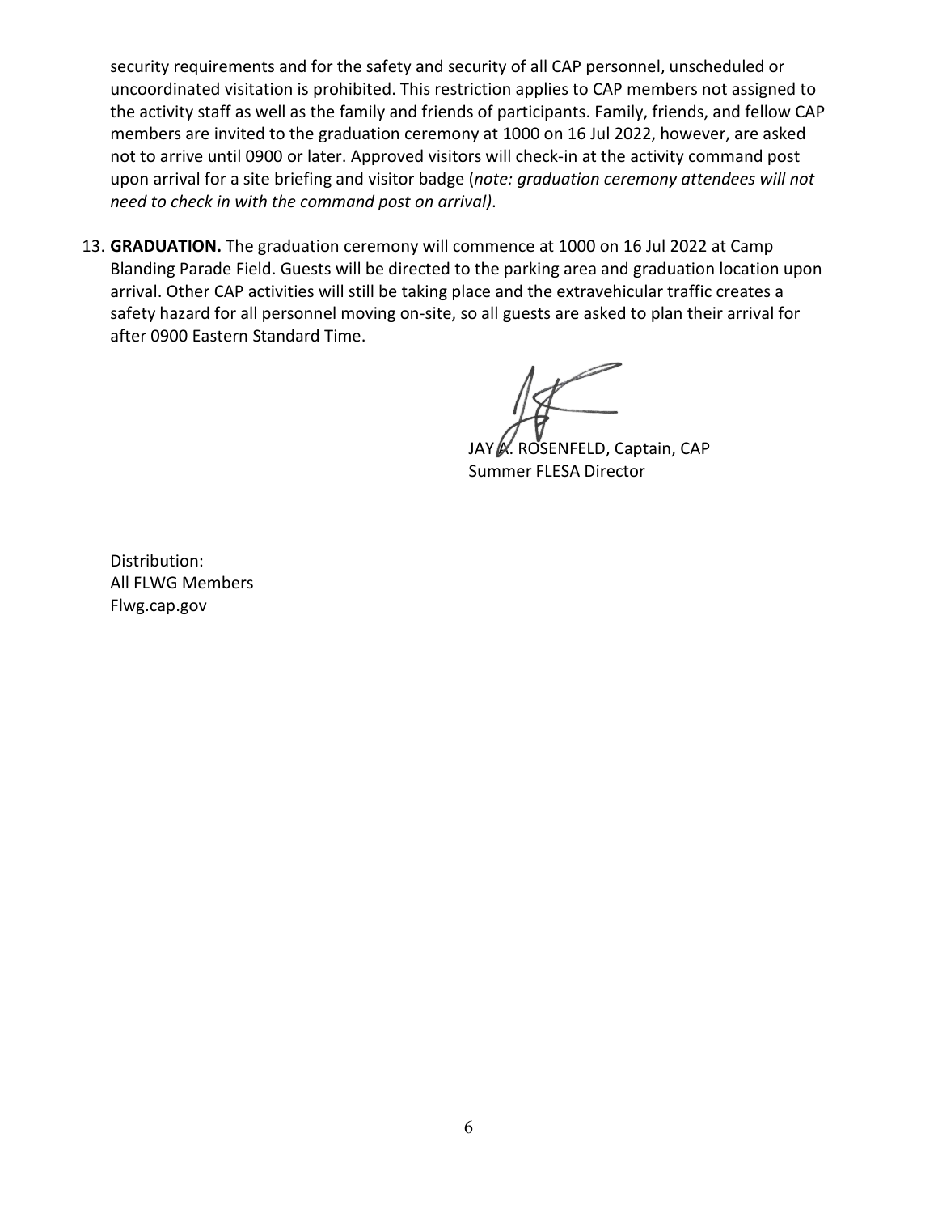security requirements and for the safety and security of all CAP personnel, unscheduled or uncoordinated visitation is prohibited. This restriction applies to CAP members not assigned to the activity staff as well as the family and friends of participants. Family, friends, and fellow CAP members are invited to the graduation ceremony at 1000 on 16 Jul 2022, however, are asked not to arrive until 0900 or later. Approved visitors will check-in at the activity command post upon arrival for a site briefing and visitor badge (*note: graduation ceremony attendees will not need to check in with the command post on arrival)*.

13. **GRADUATION.** The graduation ceremony will commence at 1000 on 16 Jul 2022 at Camp Blanding Parade Field. Guests will be directed to the parking area and graduation location upon arrival. Other CAP activities will still be taking place and the extravehicular traffic creates a safety hazard for all personnel moving on-site, so all guests are asked to plan their arrival for after 0900 Eastern Standard Time.

JAY A. ROSENFELD, Captain, CAP
Summer FLESA Director

Distribution:
All FLWG Members
Flwg.cap.gov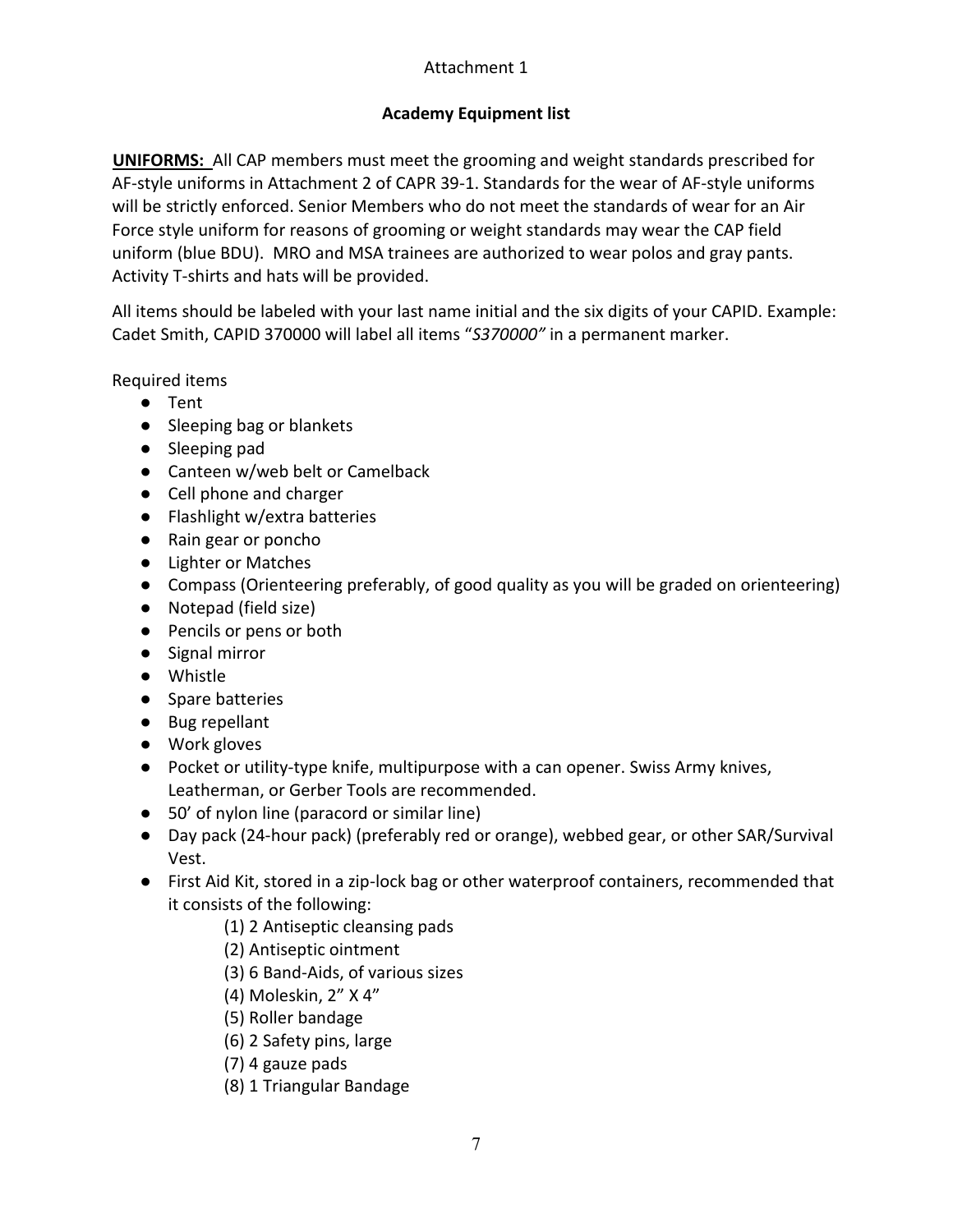Attachment 1

## Academy Equipment list

**UNIFORMS:** All CAP members must meet the grooming and weight standards prescribed for AF-style uniforms in Attachment 2 of CAPR 39-1. Standards for the wear of AF-style uniforms will be strictly enforced. Senior Members who do not meet the standards of wear for an Air Force style uniform for reasons of grooming or weight standards may wear the CAP field uniform (blue BDU). MRO and MSA trainees are authorized to wear polos and gray pants. Activity T-shirts and hats will be provided.

All items should be labeled with your last name initial and the six digits of your CAPID. Example: Cadet Smith, CAPID 370000 will label all items "*S370000"* in a permanent marker.

Required items

- Tent
- Sleeping bag or blankets
- Sleeping pad
- Canteen w/web belt or Camelback
- Cell phone and charger
- Flashlight w/extra batteries
- Rain gear or poncho
- Lighter or Matches
- Compass (Orienteering preferably, of good quality as you will be graded on orienteering)
- Notepad (field size)
- Pencils or pens or both
- Signal mirror
- Whistle
- Spare batteries
- Bug repellant
- Work gloves
- Pocket or utility-type knife, multipurpose with a can opener. Swiss Army knives, Leatherman, or Gerber Tools are recommended.
- 50' of nylon line (paracord or similar line)
- Day pack (24-hour pack) (preferably red or orange), webbed gear, or other SAR/Survival Vest.
- First Aid Kit, stored in a zip-lock bag or other waterproof containers, recommended that it consists of the following:
  - (1) 2 Antiseptic cleansing pads
  - (2) Antiseptic ointment
  - (3) 6 Band-Aids, of various sizes
  - (4) Moleskin, 2" X 4"
  - (5) Roller bandage
  - (6) 2 Safety pins, large
  - (7) 4 gauze pads
  - (8) 1 Triangular Bandage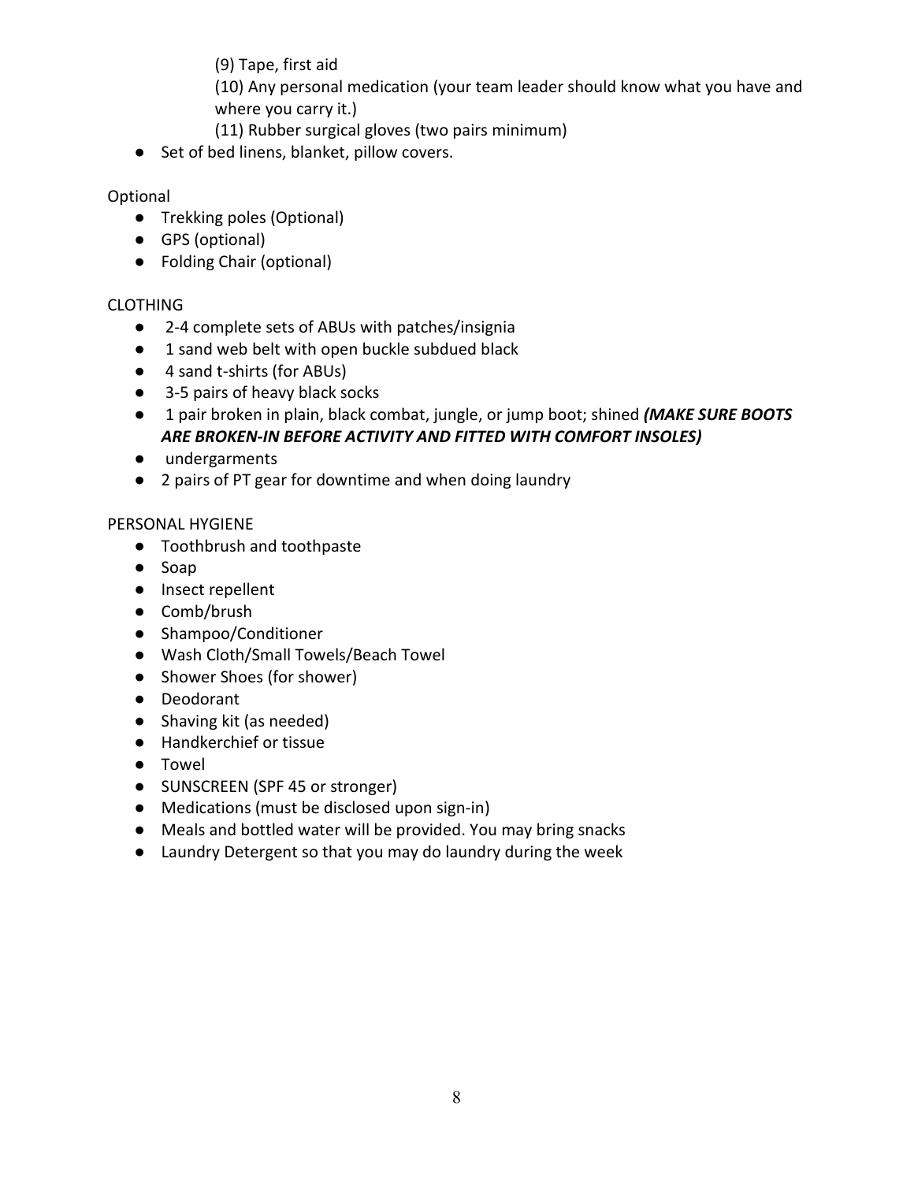(9) Tape, first aid

(10) Any personal medication (your team leader should know what you have and where you carry it.)

(11) Rubber surgical gloves (two pairs minimum)

- Set of bed linens, blanket, pillow covers.

Optional

- Trekking poles (Optional)
- GPS (optional)
- Folding Chair (optional)

CLOTHING

- 2-4 complete sets of ABUs with patches/insignia
- 1 sand web belt with open buckle subdued black
- 4 sand t-shirts (for ABUs)
- 3-5 pairs of heavy black socks
- 1 pair broken in plain, black combat, jungle, or jump boot; shined ***(MAKE SURE BOOTS ARE BROKEN-IN BEFORE ACTIVITY AND FITTED WITH COMFORT INSOLES)***
- undergarments
- 2 pairs of PT gear for downtime and when doing laundry

PERSONAL HYGIENE

- Toothbrush and toothpaste
- Soap
- Insect repellent
- Comb/brush
- Shampoo/Conditioner
- Wash Cloth/Small Towels/Beach Towel
- Shower Shoes (for shower)
- Deodorant
- Shaving kit (as needed)
- Handkerchief or tissue
- Towel
- SUNSCREEN (SPF 45 or stronger)
- Medications (must be disclosed upon sign-in)
- Meals and bottled water will be provided. You may bring snacks
- Laundry Detergent so that you may do laundry during the week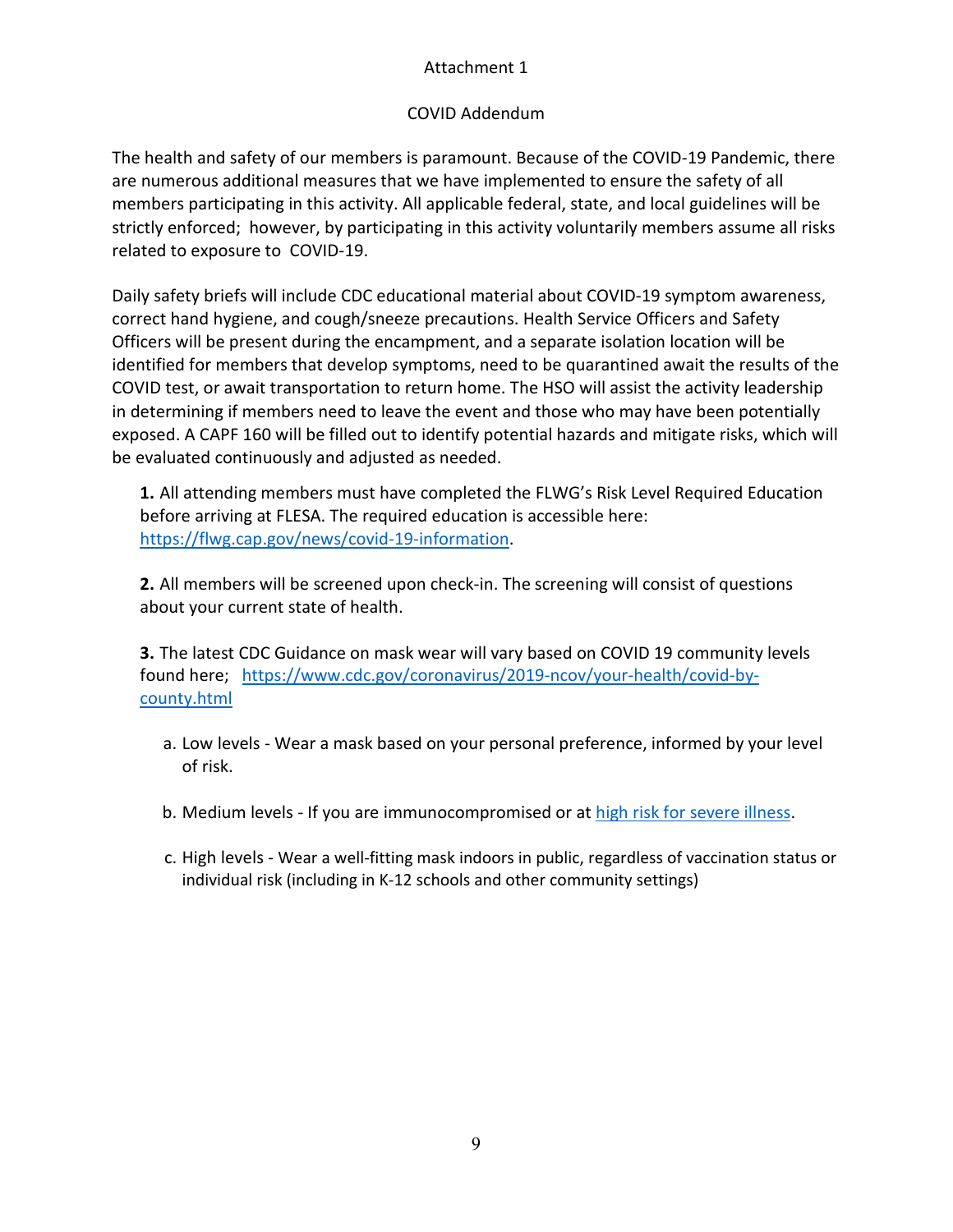Attachment 1

COVID Addendum

The health and safety of our members is paramount. Because of the COVID-19 Pandemic, there are numerous additional measures that we have implemented to ensure the safety of all members participating in this activity. All applicable federal, state, and local guidelines will be strictly enforced; however, by participating in this activity voluntarily members assume all risks related to exposure to COVID-19.

Daily safety briefs will include CDC educational material about COVID-19 symptom awareness, correct hand hygiene, and cough/sneeze precautions. Health Service Officers and Safety Officers will be present during the encampment, and a separate isolation location will be identified for members that develop symptoms, need to be quarantined await the results of the COVID test, or await transportation to return home. The HSO will assist the activity leadership in determining if members need to leave the event and those who may have been potentially exposed. A CAPF 160 will be filled out to identify potential hazards and mitigate risks, which will be evaluated continuously and adjusted as needed.

**1.** All attending members must have completed the FLWG's Risk Level Required Education before arriving at FLESA. The required education is accessible here: https://flwg.cap.gov/news/covid-19-information.

**2.** All members will be screened upon check-in. The screening will consist of questions about your current state of health.

**3.** The latest CDC Guidance on mask wear will vary based on COVID 19 community levels found here; https://www.cdc.gov/coronavirus/2019-ncov/your-health/covid-by-county.html

a. Low levels - Wear a mask based on your personal preference, informed by your level of risk.

b. Medium levels - If you are immunocompromised or at high risk for severe illness.

c. High levels - Wear a well-fitting mask indoors in public, regardless of vaccination status or individual risk (including in K-12 schools and other community settings)